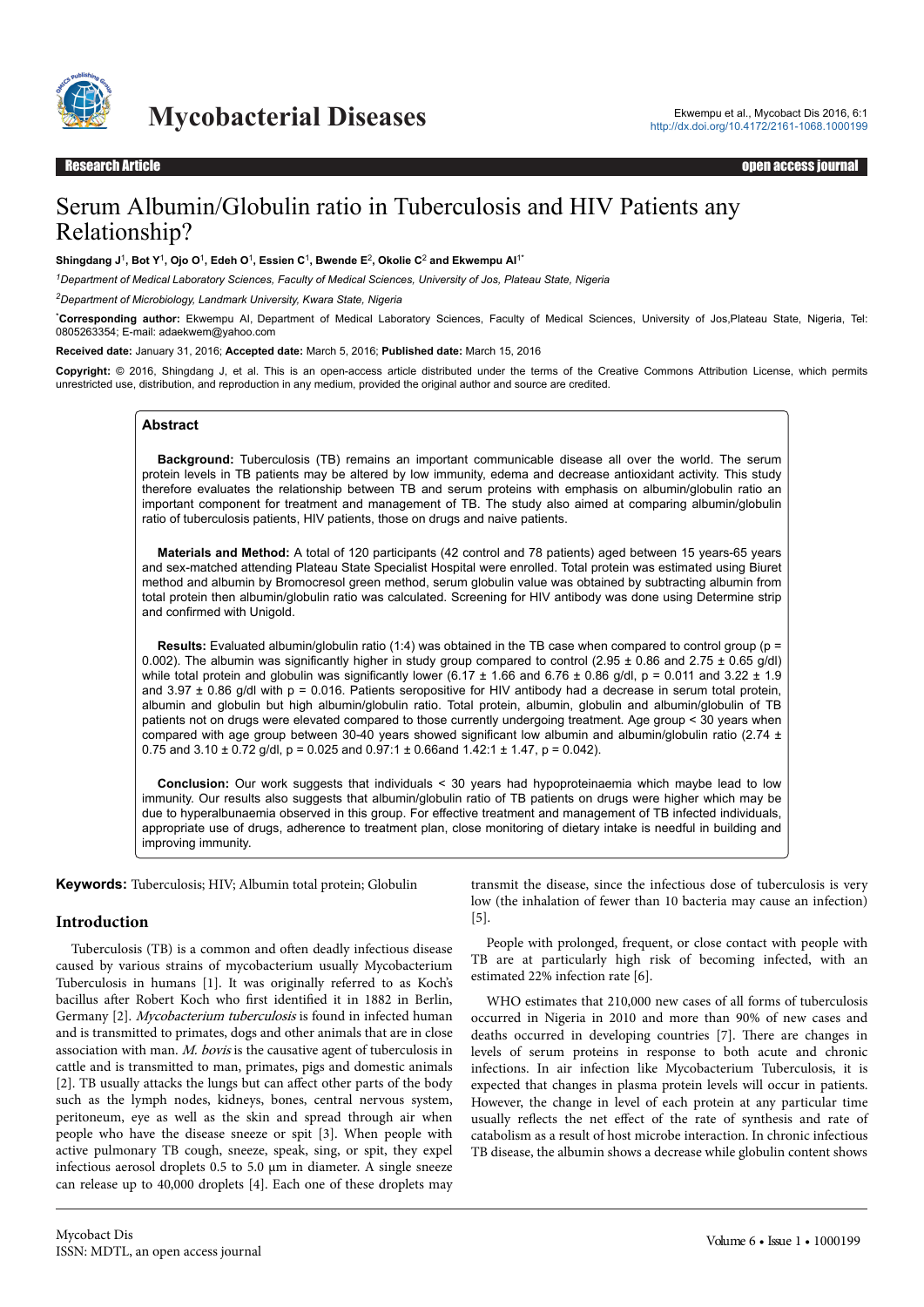# Serum Albumin/Globulin ratio in Tuberculosis and HIV Patients any Relationship?

**Shingdang J[1], Bot Y[1], Ojo O[1], Edeh O[1], Essien C[1], Bwende E[2], Okolie C[2] and Ekwempu AI[1*]**

[1]*Department of Medical Laboratory Sciences, Faculty of Medical Sciences, University of Jos, Plateau State, Nigeria*

[2]*Department of Microbiology, Landmark University, Kwara State, Nigeria*

[*]**Corresponding author:** Ekwempu AI, Department of Medical Laboratory Sciences, Faculty of Medical Sciences, University of Jos,Plateau State, Nigeria, Tel: 0805263354; E-mail: adaekwem@yahoo.com

**Received date:** January 31, 2016; **Accepted date:** March 5, 2016; **Published date:** March 15, 2016

**Copyright:** © 2016, Shingdang J, et al. This is an open-access article distributed under the terms of the Creative Commons Attribution License, which permits unrestricted use, distribution, and reproduction in any medium, provided the original author and source are credited.

## Abstract

**Background:** Tuberculosis (TB) remains an important communicable disease all over the world. The serum protein levels in TB patients may be altered by low immunity, edema and decrease antioxidant activity. This study therefore evaluates the relationship between TB and serum proteins with emphasis on albumin/globulin ratio an important component for treatment and management of TB. The study also aimed at comparing albumin/globulin ratio of tuberculosis patients, HIV patients, those on drugs and naive patients.

**Materials and Method:** A total of 120 participants (42 control and 78 patients) aged between 15 years-65 years and sex-matched attending Plateau State Specialist Hospital were enrolled. Total protein was estimated using Biuret method and albumin by Bromocresol green method, serum globulin value was obtained by subtracting albumin from total protein then albumin/globulin ratio was calculated. Screening for HIV antibody was done using Determine strip and confirmed with Unigold.

**Results:** Evaluated albumin/globulin ratio (1:4) was obtained in the TB case when compared to control group ($p = 0.002$). The albumin was significantly higher in study group compared to control ($2.95 \pm 0.86$ and $2.75 \pm 0.65$ g/dl) while total protein and globulin was significantly lower ($6.17 \pm 1.66$ and $6.76 \pm 0.86$ g/dl, $p = 0.011$ and $3.22 \pm 1.9$ and $3.97 \pm 0.86$ g/dl with $p = 0.016$. Patients seropositive for HIV antibody had a decrease in serum total protein, albumin and globulin but high albumin/globulin ratio. Total protein, albumin, globulin and albumin/globulin of TB patients not on drugs were elevated compared to those currently undergoing treatment. Age group < 30 years when compared with age group between 30-40 years showed significant low albumin and albumin/globulin ratio ($2.74 \pm 0.75$ and $3.10 \pm 0.72$ g/dl, $p = 0.025$ and $0.97{:}1 \pm 0.66$and $1.42{:}1 \pm 1.47$, $p = 0.042$).

**Conclusion:** Our work suggests that individuals < 30 years had hypoproteinaemia which maybe lead to low immunity. Our results also suggests that albumin/globulin ratio of TB patients on drugs were higher which may be due to hyperalbunaemia observed in this group. For effective treatment and management of TB infected individuals, appropriate use of drugs, adherence to treatment plan, close monitoring of dietary intake is needful in building and improving immunity.

**Keywords:** Tuberculosis; HIV; Albumin total protein; Globulin

## Introduction

Tuberculosis (TB) is a common and often deadly infectious disease caused by various strains of mycobacterium usually Mycobacterium Tuberculosis in humans [1]. It was originally referred to as Koch's bacillus after Robert Koch who first identified it in 1882 in Berlin, Germany [2]. *Mycobacterium tuberculosis* is found in infected human and is transmitted to primates, dogs and other animals that are in close association with man. *M. bovis* is the causative agent of tuberculosis in cattle and is transmitted to man, primates, pigs and domestic animals [2]. TB usually attacks the lungs but can affect other parts of the body such as the lymph nodes, kidneys, bones, central nervous system, peritoneum, eye as well as the skin and spread through air when people who have the disease sneeze or spit [3]. When people with active pulmonary TB cough, sneeze, speak, sing, or spit, they expel infectious aerosol droplets 0.5 to 5.0 µm in diameter. A single sneeze can release up to 40,000 droplets [4]. Each one of these droplets may transmit the disease, since the infectious dose of tuberculosis is very low (the inhalation of fewer than 10 bacteria may cause an infection) [5].

People with prolonged, frequent, or close contact with people with TB are at particularly high risk of becoming infected, with an estimated 22% infection rate [6].

WHO estimates that 210,000 new cases of all forms of tuberculosis occurred in Nigeria in 2010 and more than 90% of new cases and deaths occurred in developing countries [7]. There are changes in levels of serum proteins in response to both acute and chronic infections. In air infection like Mycobacterium Tuberculosis, it is expected that changes in plasma protein levels will occur in patients. However, the change in level of each protein at any particular time usually reflects the net effect of the rate of synthesis and rate of catabolism as a result of host microbe interaction. In chronic infectious TB disease, the albumin shows a decrease while globulin content shows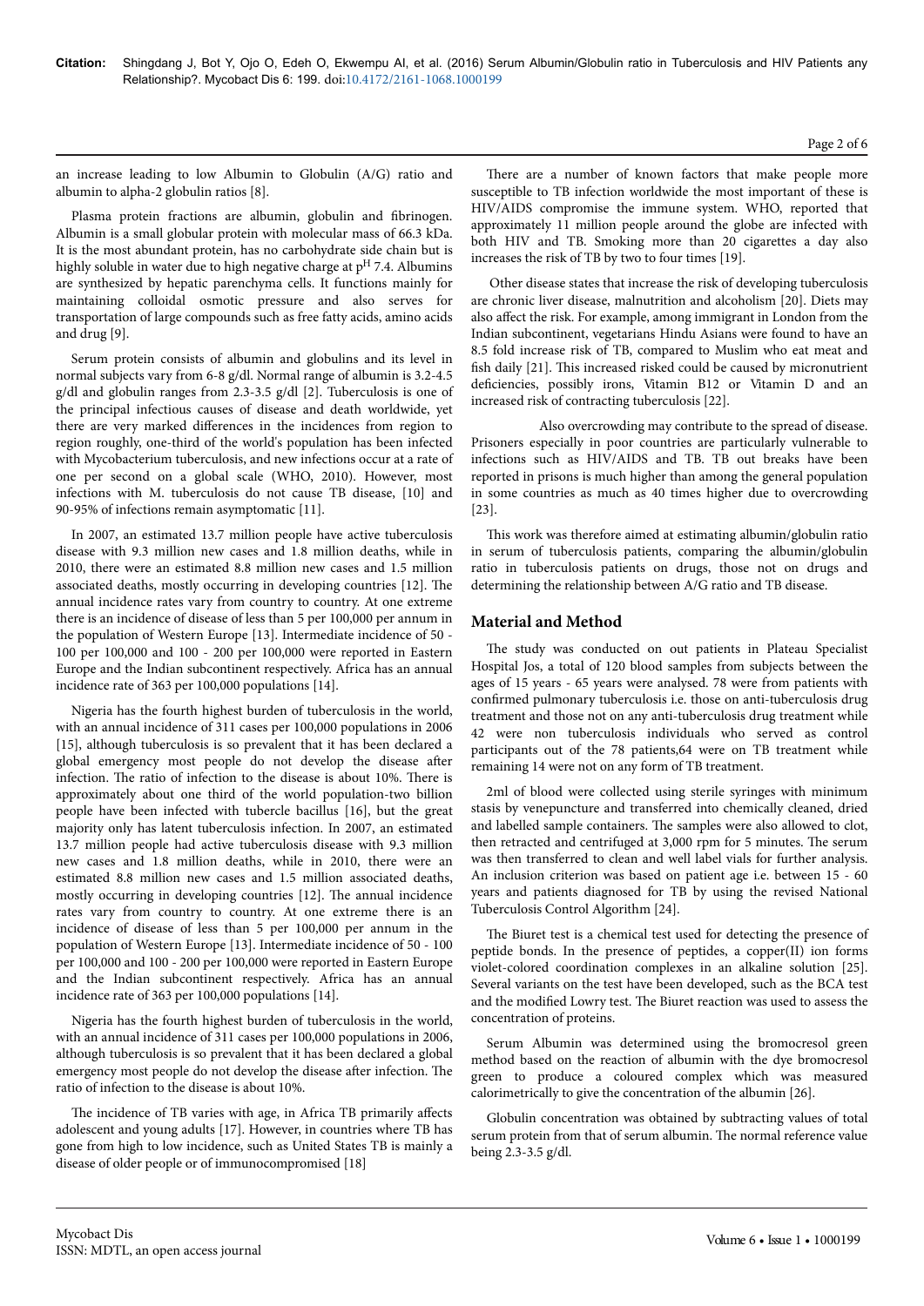an increase leading to low Albumin to Globulin (A/G) ratio and albumin to alpha-2 globulin ratios [8].

Plasma protein fractions are albumin, globulin and fibrinogen. Albumin is a small globular protein with molecular mass of 66.3 kDa. It is the most abundant protein, has no carbohydrate side chain but is highly soluble in water due to high negative charge at $p^H$ 7.4. Albumins are synthesized by hepatic parenchyma cells. It functions mainly for maintaining colloidal osmotic pressure and also serves for transportation of large compounds such as free fatty acids, amino acids and drug [9].

Serum protein consists of albumin and globulins and its level in normal subjects vary from 6-8 g/dl. Normal range of albumin is 3.2-4.5 g/dl and globulin ranges from 2.3-3.5 g/dl [2]. Tuberculosis is one of the principal infectious causes of disease and death worldwide, yet there are very marked differences in the incidences from region to region roughly, one-third of the world's population has been infected with Mycobacterium tuberculosis, and new infections occur at a rate of one per second on a global scale (WHO, 2010). However, most infections with M. tuberculosis do not cause TB disease, [10] and 90-95% of infections remain asymptomatic [11].

In 2007, an estimated 13.7 million people have active tuberculosis disease with 9.3 million new cases and 1.8 million deaths, while in 2010, there were an estimated 8.8 million new cases and 1.5 million associated deaths, mostly occurring in developing countries [12]. The annual incidence rates vary from country to country. At one extreme there is an incidence of disease of less than 5 per 100,000 per annum in the population of Western Europe [13]. Intermediate incidence of 50 - 100 per 100,000 and 100 - 200 per 100,000 were reported in Eastern Europe and the Indian subcontinent respectively. Africa has an annual incidence rate of 363 per 100,000 populations [14].

Nigeria has the fourth highest burden of tuberculosis in the world, with an annual incidence of 311 cases per 100,000 populations in 2006 [15], although tuberculosis is so prevalent that it has been declared a global emergency most people do not develop the disease after infection. The ratio of infection to the disease is about 10%. There is approximately about one third of the world population-two billion people have been infected with tubercle bacillus [16], but the great majority only has latent tuberculosis infection. In 2007, an estimated 13.7 million people had active tuberculosis disease with 9.3 million new cases and 1.8 million deaths, while in 2010, there were an estimated 8.8 million new cases and 1.5 million associated deaths, mostly occurring in developing countries [12]. The annual incidence rates vary from country to country. At one extreme there is an incidence of disease of less than 5 per 100,000 per annum in the population of Western Europe [13]. Intermediate incidence of 50 - 100 per 100,000 and 100 - 200 per 100,000 were reported in Eastern Europe and the Indian subcontinent respectively. Africa has an annual incidence rate of 363 per 100,000 populations [14].

Nigeria has the fourth highest burden of tuberculosis in the world, with an annual incidence of 311 cases per 100,000 populations in 2006, although tuberculosis is so prevalent that it has been declared a global emergency most people do not develop the disease after infection. The ratio of infection to the disease is about 10%.

The incidence of TB varies with age, in Africa TB primarily affects adolescent and young adults [17]. However, in countries where TB has gone from high to low incidence, such as United States TB is mainly a disease of older people or of immunocompromised [18]

There are a number of known factors that make people more susceptible to TB infection worldwide the most important of these is HIV/AIDS compromise the immune system. WHO, reported that approximately 11 million people around the globe are infected with both HIV and TB. Smoking more than 20 cigarettes a day also increases the risk of TB by two to four times [19].

Other disease states that increase the risk of developing tuberculosis are chronic liver disease, malnutrition and alcoholism [20]. Diets may also affect the risk. For example, among immigrant in London from the Indian subcontinent, vegetarians Hindu Asians were found to have an 8.5 fold increase risk of TB, compared to Muslim who eat meat and fish daily [21]. This increased risked could be caused by micronutrient deficiencies, possibly irons, Vitamin B12 or Vitamin D and an increased risk of contracting tuberculosis [22].

Also overcrowding may contribute to the spread of disease. Prisoners especially in poor countries are particularly vulnerable to infections such as HIV/AIDS and TB. TB out breaks have been reported in prisons is much higher than among the general population in some countries as much as 40 times higher due to overcrowding [23].

This work was therefore aimed at estimating albumin/globulin ratio in serum of tuberculosis patients, comparing the albumin/globulin ratio in tuberculosis patients on drugs, those not on drugs and determining the relationship between A/G ratio and TB disease.

## Material and Method

The study was conducted on out patients in Plateau Specialist Hospital Jos, a total of 120 blood samples from subjects between the ages of 15 years - 65 years were analysed. 78 were from patients with confirmed pulmonary tuberculosis i.e. those on anti-tuberculosis drug treatment and those not on any anti-tuberculosis drug treatment while 42 were non tuberculosis individuals who served as control participants out of the 78 patients,64 were on TB treatment while remaining 14 were not on any form of TB treatment.

2ml of blood were collected using sterile syringes with minimum stasis by venepuncture and transferred into chemically cleaned, dried and labelled sample containers. The samples were also allowed to clot, then retracted and centrifuged at 3,000 rpm for 5 minutes. The serum was then transferred to clean and well label vials for further analysis. An inclusion criterion was based on patient age i.e. between 15 - 60 years and patients diagnosed for TB by using the revised National Tuberculosis Control Algorithm [24].

The Biuret test is a chemical test used for detecting the presence of peptide bonds. In the presence of peptides, a copper(II) ion forms violet-colored coordination complexes in an alkaline solution [25]. Several variants on the test have been developed, such as the BCA test and the modified Lowry test. The Biuret reaction was used to assess the concentration of proteins.

Serum Albumin was determined using the bromocresol green method based on the reaction of albumin with the dye bromocresol green to produce a coloured complex which was measured calorimetrically to give the concentration of the albumin [26].

Globulin concentration was obtained by subtracting values of total serum protein from that of serum albumin. The normal reference value being 2.3-3.5 g/dl.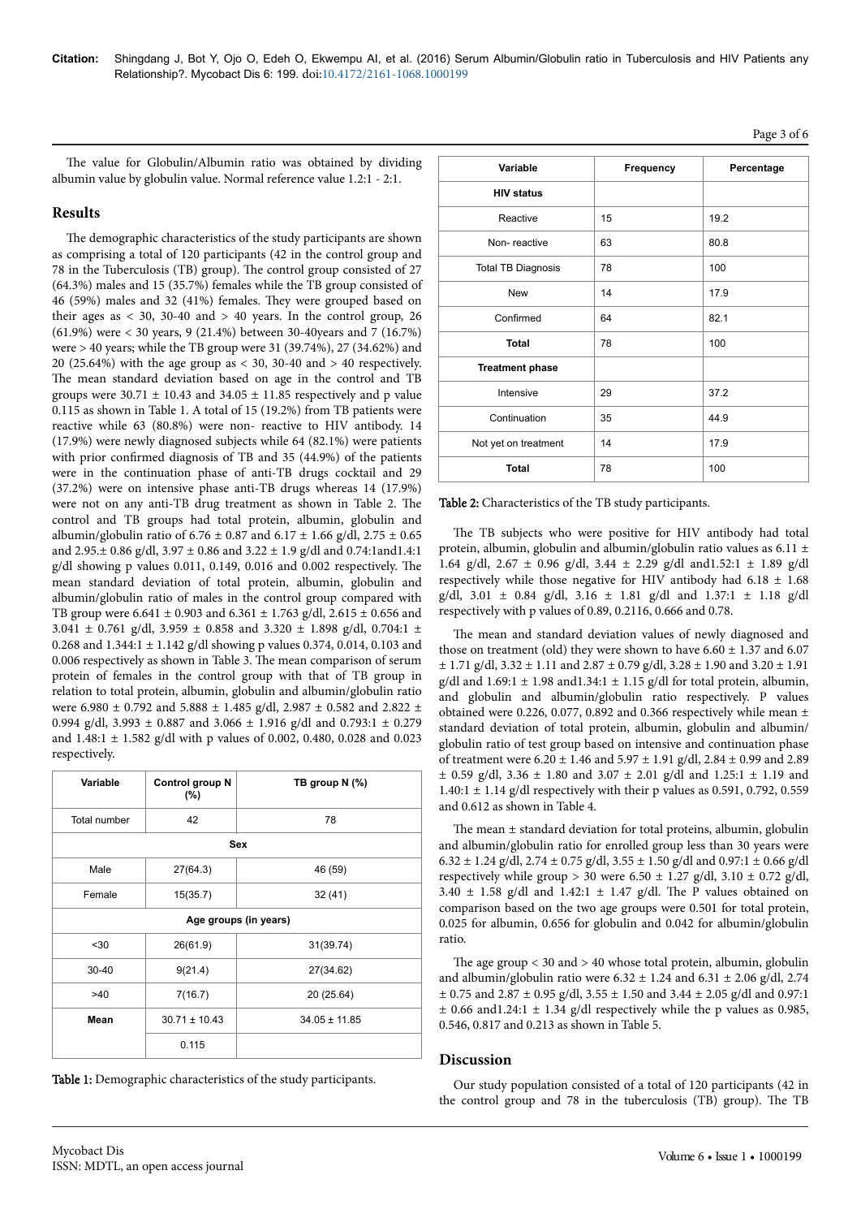The value for Globulin/Albumin ratio was obtained by dividing albumin value by globulin value. Normal reference value 1.2:1 - 2:1.

## Results

The demographic characteristics of the study participants are shown as comprising a total of 120 participants (42 in the control group and 78 in the Tuberculosis (TB) group). The control group consisted of 27 (64.3%) males and 15 (35.7%) females while the TB group consisted of 46 (59%) males and 32 (41%) females. They were grouped based on their ages as < 30, 30-40 and > 40 years. In the control group, 26 (61.9%) were < 30 years, 9 (21.4%) between 30-40years and 7 (16.7%) were > 40 years; while the TB group were 31 (39.74%), 27 (34.62%) and 20 (25.64%) with the age group as < 30, 30-40 and > 40 respectively. The mean standard deviation based on age in the control and TB groups were 30.71 ± 10.43 and 34.05 ± 11.85 respectively and p value 0.115 as shown in Table 1. A total of 15 (19.2%) from TB patients were reactive while 63 (80.8%) were non- reactive to HIV antibody. 14 (17.9%) were newly diagnosed subjects while 64 (82.1%) were patients with prior confirmed diagnosis of TB and 35 (44.9%) of the patients were in the continuation phase of anti-TB drugs cocktail and 29 (37.2%) were on intensive phase anti-TB drugs whereas 14 (17.9%) were not on any anti-TB drug treatment as shown in Table 2. The control and TB groups had total protein, albumin, globulin and albumin/globulin ratio of 6.76 ± 0.87 and 6.17 ± 1.66 g/dl, 2.75 ± 0.65 and 2.95.± 0.86 g/dl, 3.97 ± 0.86 and 3.22 ± 1.9 g/dl and 0.74:1and1.4:1 g/dl showing p values 0.011, 0.149, 0.016 and 0.002 respectively. The mean standard deviation of total protein, albumin, globulin and albumin/globulin ratio of males in the control group compared with TB group were 6.641 ± 0.903 and 6.361 ± 1.763 g/dl, 2.615 ± 0.656 and 3.041 ± 0.761 g/dl, 3.959 ± 0.858 and 3.320 ± 1.898 g/dl, 0.704:1 ± 0.268 and 1.344:1 ± 1.142 g/dl showing p values 0.374, 0.014, 0.103 and 0.006 respectively as shown in Table 3. The mean comparison of serum protein of females in the control group with that of TB group in relation to total protein, albumin, globulin and albumin/globulin ratio were 6.980 ± 0.792 and 5.888 ± 1.485 g/dl, 2.987 ± 0.582 and 2.822 ± 0.994 g/dl, 3.993 ± 0.887 and 3.066 ± 1.916 g/dl and 0.793:1 ± 0.279 and 1.48:1 ± 1.582 g/dl with p values of 0.002, 0.480, 0.028 and 0.023 respectively.

| Variable | Control group N (%) | TB group N (%) |
|---|---|---|
| Total number | 42 | 78 |
| **Sex** | | |
| Male | 27(64.3) | 46 (59) |
| Female | 15(35.7) | 32 (41) |
| **Age groups (in years)** | | |
| <30 | 26(61.9) | 31(39.74) |
| 30-40 | 9(21.4) | 27(34.62) |
| >40 | 7(16.7) | 20 (25.64) |
| **Mean** | 30.71 ± 10.43 | 34.05 ± 11.85 |
| | 0.115 | |

**Table 1:** Demographic characteristics of the study participants.

| Variable | Frequency | Percentage |
|---|---|---|
| **HIV status** | | |
| Reactive | 15 | 19.2 |
| Non- reactive | 63 | 80.8 |
| Total TB Diagnosis | 78 | 100 |
| New | 14 | 17.9 |
| Confirmed | 64 | 82.1 |
| **Total** | 78 | 100 |
| **Treatment phase** | | |
| Intensive | 29 | 37.2 |
| Continuation | 35 | 44.9 |
| Not yet on treatment | 14 | 17.9 |
| **Total** | 78 | 100 |

**Table 2:** Characteristics of the TB study participants.

The TB subjects who were positive for HIV antibody had total protein, albumin, globulin and albumin/globulin ratio values as 6.11 ± 1.64 g/dl, 2.67 ± 0.96 g/dl, 3.44 ± 2.29 g/dl and1.52:1 ± 1.89 g/dl respectively while those negative for HIV antibody had 6.18 ± 1.68 g/dl, 3.01 ± 0.84 g/dl, 3.16 ± 1.81 g/dl and 1.37:1 ± 1.18 g/dl respectively with p values of 0.89, 0.2116, 0.666 and 0.78.

The mean and standard deviation values of newly diagnosed and those on treatment (old) they were shown to have 6.60 ± 1.37 and 6.07 ± 1.71 g/dl, 3.32 ± 1.11 and 2.87 ± 0.79 g/dl, 3.28 ± 1.90 and 3.20 ± 1.91 g/dl and 1.69:1 ± 1.98 and1.34:1 ± 1.15 g/dl for total protein, albumin, and globulin and albumin/globulin ratio respectively. P values obtained were 0.226, 0.077, 0.892 and 0.366 respectively while mean ± standard deviation of total protein, albumin, globulin and albumin/globulin ratio of test group based on intensive and continuation phase of treatment were 6.20 ± 1.46 and 5.97 ± 1.91 g/dl, 2.84 ± 0.99 and 2.89 ± 0.59 g/dl, 3.36 ± 1.80 and 3.07 ± 2.01 g/dl and 1.25:1 ± 1.19 and 1.40:1 ± 1.14 g/dl respectively with their p values as 0.591, 0.792, 0.559 and 0.612 as shown in Table 4.

The mean ± standard deviation for total proteins, albumin, globulin and albumin/globulin ratio for enrolled group less than 30 years were 6.32 ± 1.24 g/dl, 2.74 ± 0.75 g/dl, 3.55 ± 1.50 g/dl and 0.97:1 ± 0.66 g/dl respectively while group > 30 were 6.50 ± 1.27 g/dl, 3.10 ± 0.72 g/dl, 3.40 ± 1.58 g/dl and 1.42:1 ± 1.47 g/dl. The P values obtained on comparison based on the two age groups were 0.501 for total protein, 0.025 for albumin, 0.656 for globulin and 0.042 for albumin/globulin ratio.

The age group < 30 and > 40 whose total protein, albumin, globulin and albumin/globulin ratio were 6.32 ± 1.24 and 6.31 ± 2.06 g/dl, 2.74 ± 0.75 and 2.87 ± 0.95 g/dl, 3.55 ± 1.50 and 3.44 ± 2.05 g/dl and 0.97:1 ± 0.66 and1.24:1 ± 1.34 g/dl respectively while the p values as 0.985, 0.546, 0.817 and 0.213 as shown in Table 5.

## Discussion

Our study population consisted of a total of 120 participants (42 in the control group and 78 in the tuberculosis (TB) group). The TB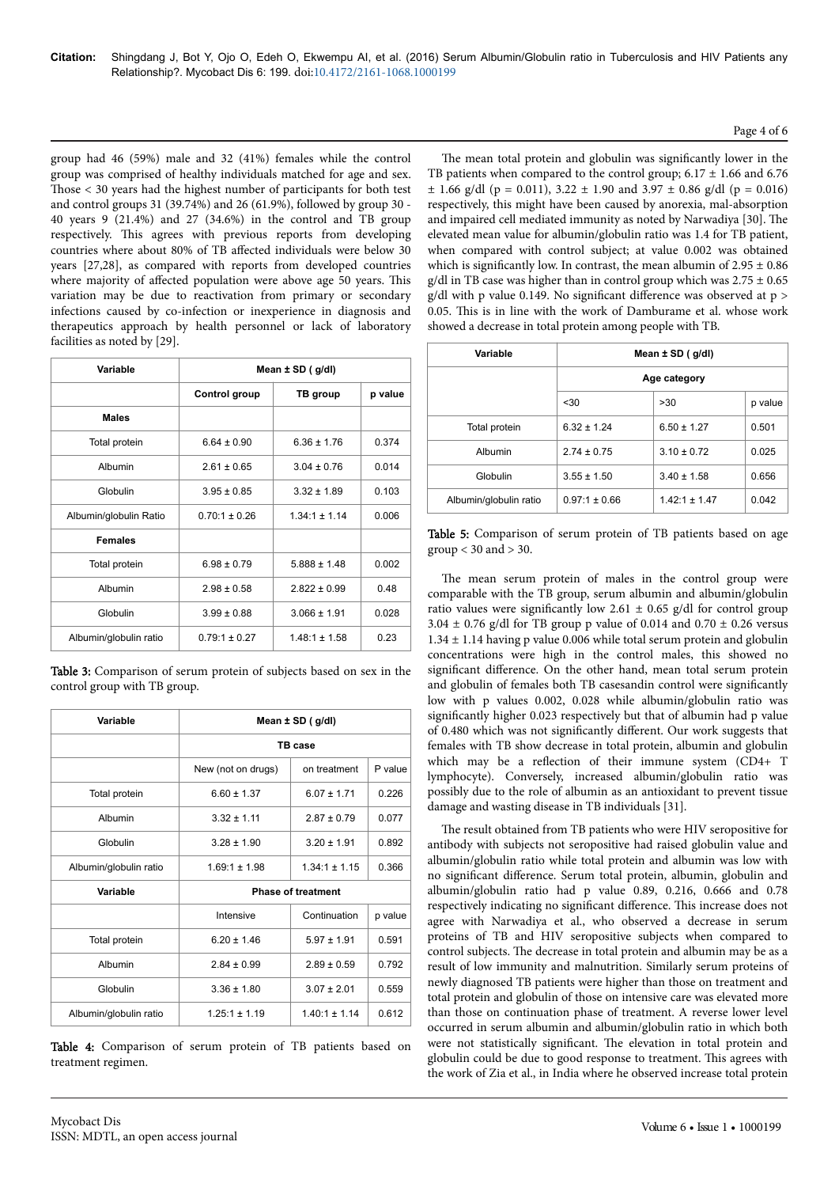group had 46 (59%) male and 32 (41%) females while the control group was comprised of healthy individuals matched for age and sex. Those < 30 years had the highest number of participants for both test and control groups 31 (39.74%) and 26 (61.9%), followed by group 30 - 40 years 9 (21.4%) and 27 (34.6%) in the control and TB group respectively. This agrees with previous reports from developing countries where about 80% of TB affected individuals were below 30 years [27,28], as compared with reports from developed countries where majority of affected population were above age 50 years. This variation may be due to reactivation from primary or secondary infections caused by co-infection or inexperience in diagnosis and therapeutics approach by health personnel or lack of laboratory facilities as noted by [29].

| Variable | Mean ± SD ( g/dl) | | |
|---|---|---|---|
| | Control group | TB group | p value |
| **Males** | | | |
| Total protein | 6.64 ± 0.90 | 6.36 ± 1.76 | 0.374 |
| Albumin | 2.61 ± 0.65 | 3.04 ± 0.76 | 0.014 |
| Globulin | 3.95 ± 0.85 | 3.32 ± 1.89 | 0.103 |
| Albumin/globulin Ratio | 0.70:1 ± 0.26 | 1.34:1 ± 1.14 | 0.006 |
| **Females** | | | |
| Total protein | 6.98 ± 0.79 | 5.888 ± 1.48 | 0.002 |
| Albumin | 2.98 ± 0.58 | 2.822 ± 0.99 | 0.48 |
| Globulin | 3.99 ± 0.88 | 3.066 ± 1.91 | 0.028 |
| Albumin/globulin ratio | 0.79:1 ± 0.27 | 1.48:1 ± 1.58 | 0.23 |

**Table 3:** Comparison of serum protein of subjects based on sex in the control group with TB group.

| Variable | Mean ± SD ( g/dl) | | |
|---|---|---|---|
| | TB case | | |
| | New (not on drugs) | on treatment | P value |
| Total protein | 6.60 ± 1.37 | 6.07 ± 1.71 | 0.226 |
| Albumin | 3.32 ± 1.11 | 2.87 ± 0.79 | 0.077 |
| Globulin | 3.28 ± 1.90 | 3.20 ± 1.91 | 0.892 |
| Albumin/globulin ratio | 1.69:1 ± 1.98 | 1.34:1 ± 1.15 | 0.366 |
| **Variable** | **Phase of treatment** | | |
| | Intensive | Continuation | p value |
| Total protein | 6.20 ± 1.46 | 5.97 ± 1.91 | 0.591 |
| Albumin | 2.84 ± 0.99 | 2.89 ± 0.59 | 0.792 |
| Globulin | 3.36 ± 1.80 | 3.07 ± 2.01 | 0.559 |
| Albumin/globulin ratio | 1.25:1 ± 1.19 | 1.40:1 ± 1.14 | 0.612 |

**Table 4:** Comparison of serum protein of TB patients based on treatment regimen.

The mean total protein and globulin was significantly lower in the TB patients when compared to the control group; 6.17 ± 1.66 and 6.76 ± 1.66 g/dl (p = 0.011), 3.22 ± 1.90 and 3.97 ± 0.86 g/dl (p = 0.016) respectively, this might have been caused by anorexia, mal-absorption and impaired cell mediated immunity as noted by Narwadiya [30]. The elevated mean value for albumin/globulin ratio was 1.4 for TB patient, when compared with control subject; at value 0.002 was obtained which is significantly low. In contrast, the mean albumin of 2.95 ± 0.86 g/dl in TB case was higher than in control group which was 2.75 ± 0.65 g/dl with p value 0.149. No significant difference was observed at p > 0.05. This is in line with the work of Damburame et al. whose work showed a decrease in total protein among people with TB.

| Variable | Mean ± SD ( g/dl) | | |
|---|---|---|---|
| | Age category | | |
| | <30 | >30 | p value |
| Total protein | 6.32 ± 1.24 | 6.50 ± 1.27 | 0.501 |
| Albumin | 2.74 ± 0.75 | 3.10 ± 0.72 | 0.025 |
| Globulin | 3.55 ± 1.50 | 3.40 ± 1.58 | 0.656 |
| Albumin/globulin ratio | 0.97:1 ± 0.66 | 1.42:1 ± 1.47 | 0.042 |

**Table 5:** Comparison of serum protein of TB patients based on age group < 30 and > 30.

The mean serum protein of males in the control group were comparable with the TB group, serum albumin and albumin/globulin ratio values were significantly low 2.61 ± 0.65 g/dl for control group 3.04 ± 0.76 g/dl for TB group p value of 0.014 and 0.70 ± 0.26 versus 1.34 ± 1.14 having p value 0.006 while total serum protein and globulin concentrations were high in the control males, this showed no significant difference. On the other hand, mean total serum protein and globulin of females both TB casesandin control were significantly low with p values 0.002, 0.028 while albumin/globulin ratio was significantly higher 0.023 respectively but that of albumin had p value of 0.480 which was not significantly different. Our work suggests that females with TB show decrease in total protein, albumin and globulin which may be a reflection of their immune system (CD4+ T lymphocyte). Conversely, increased albumin/globulin ratio was possibly due to the role of albumin as an antioxidant to prevent tissue damage and wasting disease in TB individuals [31].

The result obtained from TB patients who were HIV seropositive for antibody with subjects not seropositive had raised globulin value and albumin/globulin ratio while total protein and albumin was low with no significant difference. Serum total protein, albumin, globulin and albumin/globulin ratio had p value 0.89, 0.216, 0.666 and 0.78 respectively indicating no significant difference. This increase does not agree with Narwadiya et al., who observed a decrease in serum proteins of TB and HIV seropositive subjects when compared to control subjects. The decrease in total protein and albumin may be as a result of low immunity and malnutrition. Similarly serum proteins of newly diagnosed TB patients were higher than those on treatment and total protein and globulin of those on intensive care was elevated more than those on continuation phase of treatment. A reverse lower level occurred in serum albumin and albumin/globulin ratio in which both were not statistically significant. The elevation in total protein and globulin could be due to good response to treatment. This agrees with the work of Zia et al., in India where he observed increase total protein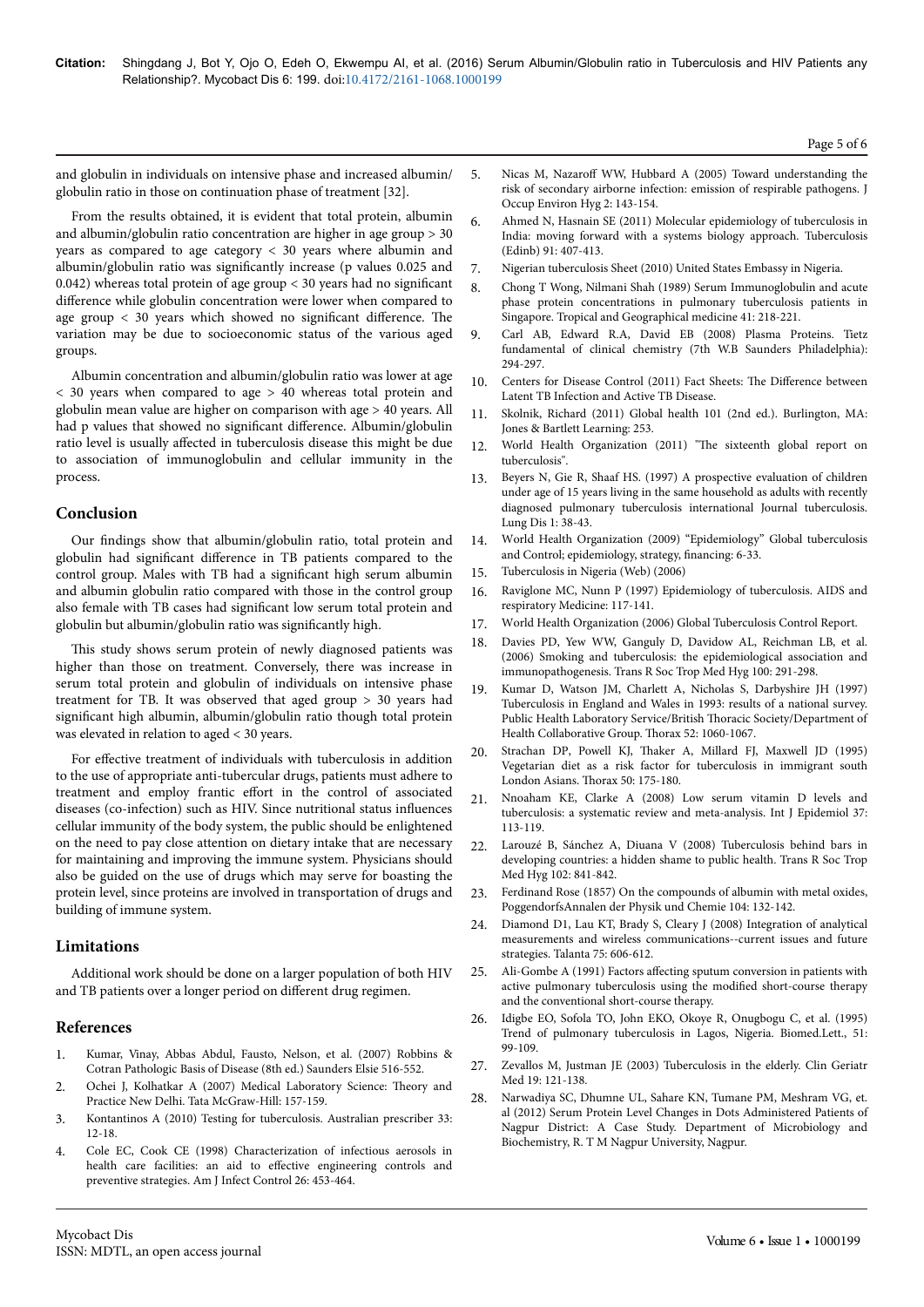and globulin in individuals on intensive phase and increased albumin/globulin ratio in those on continuation phase of treatment [32].

From the results obtained, it is evident that total protein, albumin and albumin/globulin ratio concentration are higher in age group > 30 years as compared to age category < 30 years where albumin and albumin/globulin ratio was significantly increase (p values 0.025 and 0.042) whereas total protein of age group < 30 years had no significant difference while globulin concentration were lower when compared to age group < 30 years which showed no significant difference. The variation may be due to socioeconomic status of the various aged groups.

Albumin concentration and albumin/globulin ratio was lower at age < 30 years when compared to age > 40 whereas total protein and globulin mean value are higher on comparison with age > 40 years. All had p values that showed no significant difference. Albumin/globulin ratio level is usually affected in tuberculosis disease this might be due to association of immunoglobulin and cellular immunity in the process.

## Conclusion

Our findings show that albumin/globulin ratio, total protein and globulin had significant difference in TB patients compared to the control group. Males with TB had a significant high serum albumin and albumin globulin ratio compared with those in the control group also female with TB cases had significant low serum total protein and globulin but albumin/globulin ratio was significantly high.

This study shows serum protein of newly diagnosed patients was higher than those on treatment. Conversely, there was increase in serum total protein and globulin of individuals on intensive phase treatment for TB. It was observed that aged group > 30 years had significant high albumin, albumin/globulin ratio though total protein was elevated in relation to aged < 30 years.

For effective treatment of individuals with tuberculosis in addition to the use of appropriate anti-tubercular drugs, patients must adhere to treatment and employ frantic effort in the control of associated diseases (co-infection) such as HIV. Since nutritional status influences cellular immunity of the body system, the public should be enlightened on the need to pay close attention on dietary intake that are necessary for maintaining and improving the immune system. Physicians should also be guided on the use of drugs which may serve for boasting the protein level, since proteins are involved in transportation of drugs and building of immune system.

## Limitations

Additional work should be done on a larger population of both HIV and TB patients over a longer period on different drug regimen.

## References

1. Kumar, Vinay, Abbas Abdul, Fausto, Nelson, et al. (2007) Robbins & Cotran Pathologic Basis of Disease (8th ed.) Saunders Elsie 516-552.
2. Ochei J, Kolhatkar A (2007) Medical Laboratory Science: Theory and Practice New Delhi. Tata McGraw-Hill: 157-159.
3. Kontantinos A (2010) Testing for tuberculosis. Australian prescriber 33: 12-18.
4. Cole EC, Cook CE (1998) Characterization of infectious aerosols in health care facilities: an aid to effective engineering controls and preventive strategies. Am J Infect Control 26: 453-464.
5. Nicas M, Nazaroff WW, Hubbard A (2005) Toward understanding the risk of secondary airborne infection: emission of respirable pathogens. J Occup Environ Hyg 2: 143-154.
6. Ahmed N, Hasnain SE (2011) Molecular epidemiology of tuberculosis in India: moving forward with a systems biology approach. Tuberculosis (Edinb) 91: 407-413.
7. Nigerian tuberculosis Sheet (2010) United States Embassy in Nigeria.
8. Chong T Wong, Nilmani Shah (1989) Serum Immunoglobulin and acute phase protein concentrations in pulmonary tuberculosis patients in Singapore. Tropical and Geographical medicine 41: 218-221.
9. Carl AB, Edward R.A, David EB (2008) Plasma Proteins. Tietz fundamental of clinical chemistry (7th W.B Saunders Philadelphia): 294-297.
10. Centers for Disease Control (2011) Fact Sheets: The Difference between Latent TB Infection and Active TB Disease.
11. Skolnik, Richard (2011) Global health 101 (2nd ed.). Burlington, MA: Jones & Bartlett Learning: 253.
12. World Health Organization (2011) "The sixteenth global report on tuberculosis".
13. Beyers N, Gie R, Shaaf HS. (1997) A prospective evaluation of children under age of 15 years living in the same household as adults with recently diagnosed pulmonary tuberculosis international Journal tuberculosis. Lung Dis 1: 38-43.
14. World Health Organization (2009) "Epidemiology" Global tuberculosis and Control; epidemiology, strategy, financing: 6-33.
15. Tuberculosis in Nigeria (Web) (2006)
16. Raviglone MC, Nunn P (1997) Epidemiology of tuberculosis. AIDS and respiratory Medicine: 117-141.
17. World Health Organization (2006) Global Tuberculosis Control Report.
18. Davies PD, Yew WW, Ganguly D, Davidow AL, Reichman LB, et al. (2006) Smoking and tuberculosis: the epidemiological association and immunopathogenesis. Trans R Soc Trop Med Hyg 100: 291-298.
19. Kumar D, Watson JM, Charlett A, Nicholas S, Darbyshire JH (1997) Tuberculosis in England and Wales in 1993: results of a national survey. Public Health Laboratory Service/British Thoracic Society/Department of Health Collaborative Group. Thorax 52: 1060-1067.
20. Strachan DP, Powell KJ, Thaker A, Millard FJ, Maxwell JD (1995) Vegetarian diet as a risk factor for tuberculosis in immigrant south London Asians. Thorax 50: 175-180.
21. Nnoaham KE, Clarke A (2008) Low serum vitamin D levels and tuberculosis: a systematic review and meta-analysis. Int J Epidemiol 37: 113-119.
22. Larouzé B, Sánchez A, Diuana V (2008) Tuberculosis behind bars in developing countries: a hidden shame to public health. Trans R Soc Trop Med Hyg 102: 841-842.
23. Ferdinand Rose (1857) On the compounds of albumin with metal oxides, PoggendorfsAnnalen der Physik und Chemie 104: 132-142.
24. Diamond D1, Lau KT, Brady S, Cleary J (2008) Integration of analytical measurements and wireless communications--current issues and future strategies. Talanta 75: 606-612.
25. Ali-Gombe A (1991) Factors affecting sputum conversion in patients with active pulmonary tuberculosis using the modified short-course therapy and the conventional short-course therapy.
26. Idigbe EO, Sofola TO, John EKO, Okoye R, Onugbogu C, et al. (1995) Trend of pulmonary tuberculosis in Lagos, Nigeria. Biomed.Lett., 51: 99-109.
27. Zevallos M, Justman JE (2003) Tuberculosis in the elderly. Clin Geriatr Med 19: 121-138.
28. Narwadiya SC, Dhumne UL, Sahare KN, Tumane PM, Meshram VG, et. al (2012) Serum Protein Level Changes in Dots Administered Patients of Nagpur District: A Case Study. Department of Microbiology and Biochemistry, R. T M Nagpur University, Nagpur.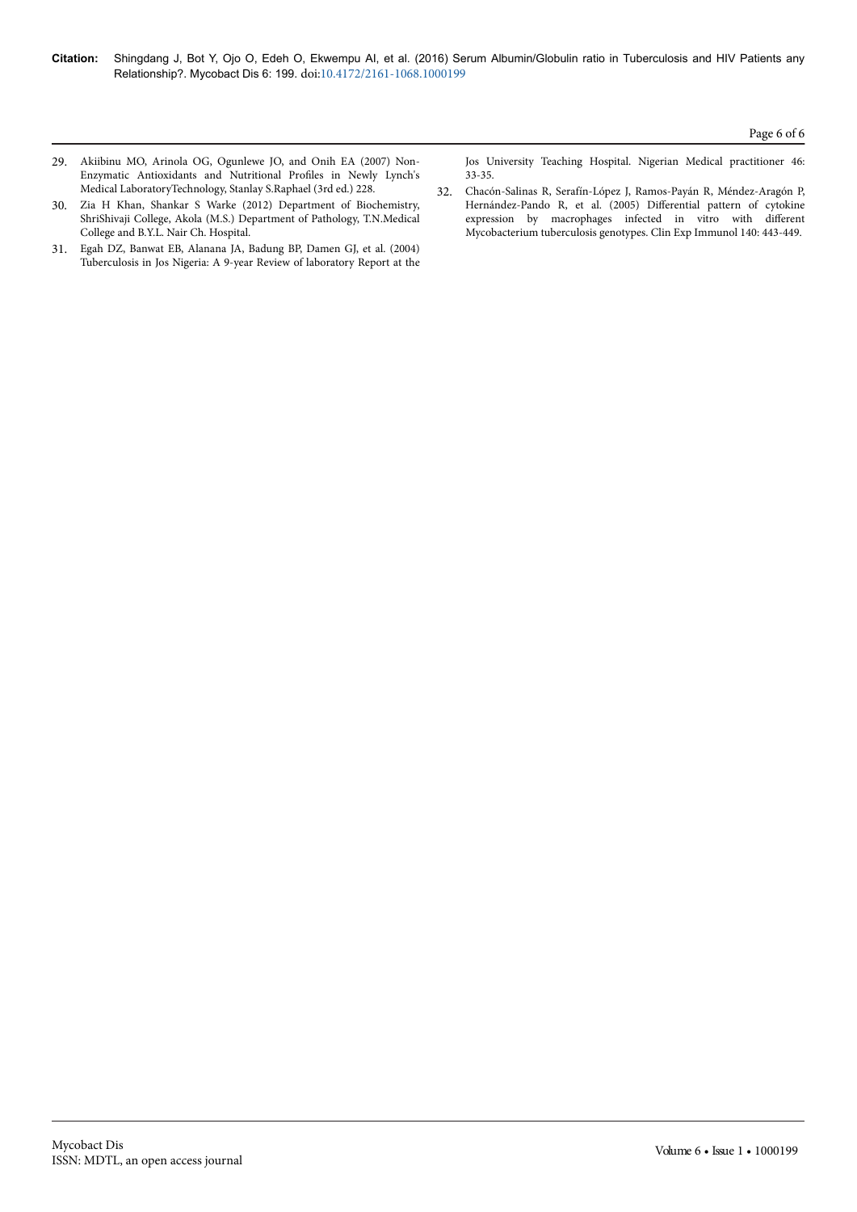29. Akiibinu MO, Arinola OG, Ogunlewe JO, and Onih EA (2007) Non-Enzymatic Antioxidants and Nutritional Profiles in Newly Lynch's Medical LaboratoryTechnology, Stanlay S.Raphael (3rd ed.) 228.
30. Zia H Khan, Shankar S Warke (2012) Department of Biochemistry, ShriShivaji College, Akola (M.S.) Department of Pathology, T.N.Medical College and B.Y.L. Nair Ch. Hospital.
31. Egah DZ, Banwat EB, Alanana JA, Badung BP, Damen GJ, et al. (2004) Tuberculosis in Jos Nigeria: A 9-year Review of laboratory Report at the Jos University Teaching Hospital. Nigerian Medical practitioner 46: 33-35.
32. Chacón-Salinas R, Serafín-López J, Ramos-Payán R, Méndez-Aragón P, Hernández-Pando R, et al. (2005) Differential pattern of cytokine expression by macrophages infected in vitro with different Mycobacterium tuberculosis genotypes. Clin Exp Immunol 140: 443-449.